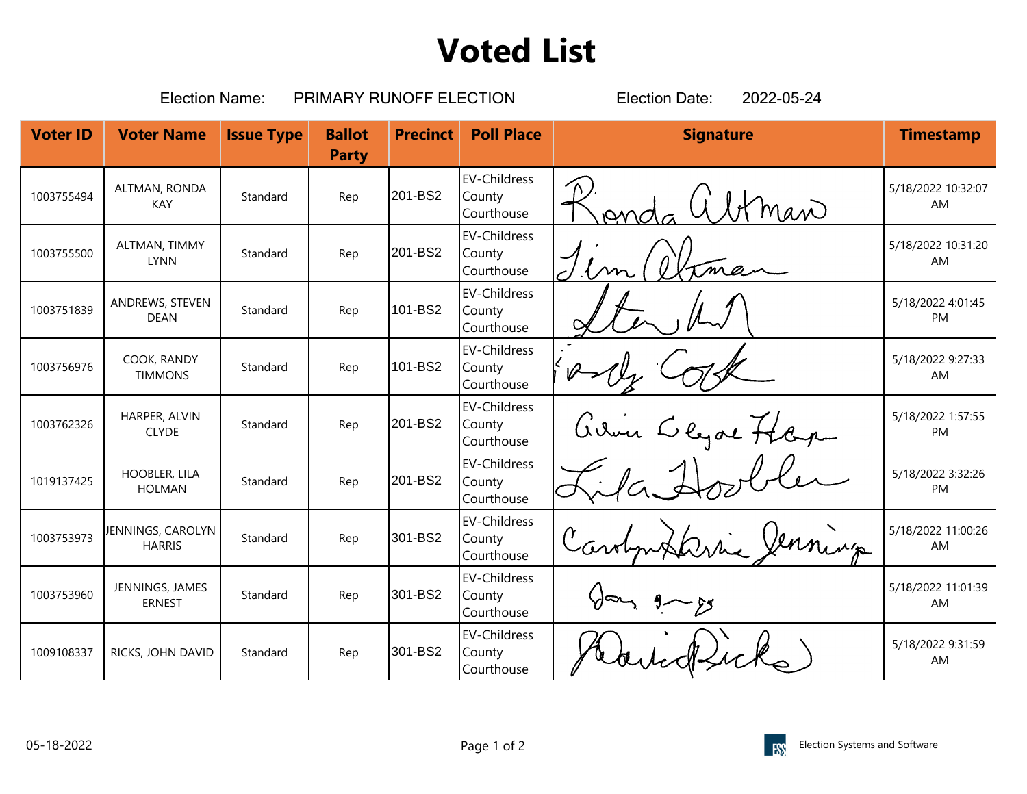# Voted List

Election Name: PRIMARY RUNOFF ELECTION Election Date: 2022-05-24

| Voter ID | Voter Name | Issue Type | Ballot Party | Precinct | Poll Place | Signature | Timestamp |
|---|---|---|---|---|---|---|---|
| 1003755494 | ALTMAN, RONDA KAY | Standard | Rep | 201-BS2 | EV-Childress County Courthouse | | 5/18/2022 10:32:07 AM |
| 1003755500 | ALTMAN, TIMMY LYNN | Standard | Rep | 201-BS2 | EV-Childress County Courthouse | | 5/18/2022 10:31:20 AM |
| 1003751839 | ANDREWS, STEVEN DEAN | Standard | Rep | 101-BS2 | EV-Childress County Courthouse | | 5/18/2022 4:01:45 PM |
| 1003756976 | COOK, RANDY TIMMONS | Standard | Rep | 101-BS2 | EV-Childress County Courthouse | | 5/18/2022 9:27:33 AM |
| 1003762326 | HARPER, ALVIN CLYDE | Standard | Rep | 201-BS2 | EV-Childress County Courthouse | | 5/18/2022 1:57:55 PM |
| 1019137425 | HOOBLER, LILA HOLMAN | Standard | Rep | 201-BS2 | EV-Childress County Courthouse | | 5/18/2022 3:32:26 PM |
| 1003753973 | JENNINGS, CAROLYN HARRIS | Standard | Rep | 301-BS2 | EV-Childress County Courthouse | | 5/18/2022 11:00:26 AM |
| 1003753960 | JENNINGS, JAMES ERNEST | Standard | Rep | 301-BS2 | EV-Childress County Courthouse | | 5/18/2022 11:01:39 AM |
| 1009108337 | RICKS, JOHN DAVID | Standard | Rep | 301-BS2 | EV-Childress County Courthouse | | 5/18/2022 9:31:59 AM |

05-18-2022

Election Systems and Software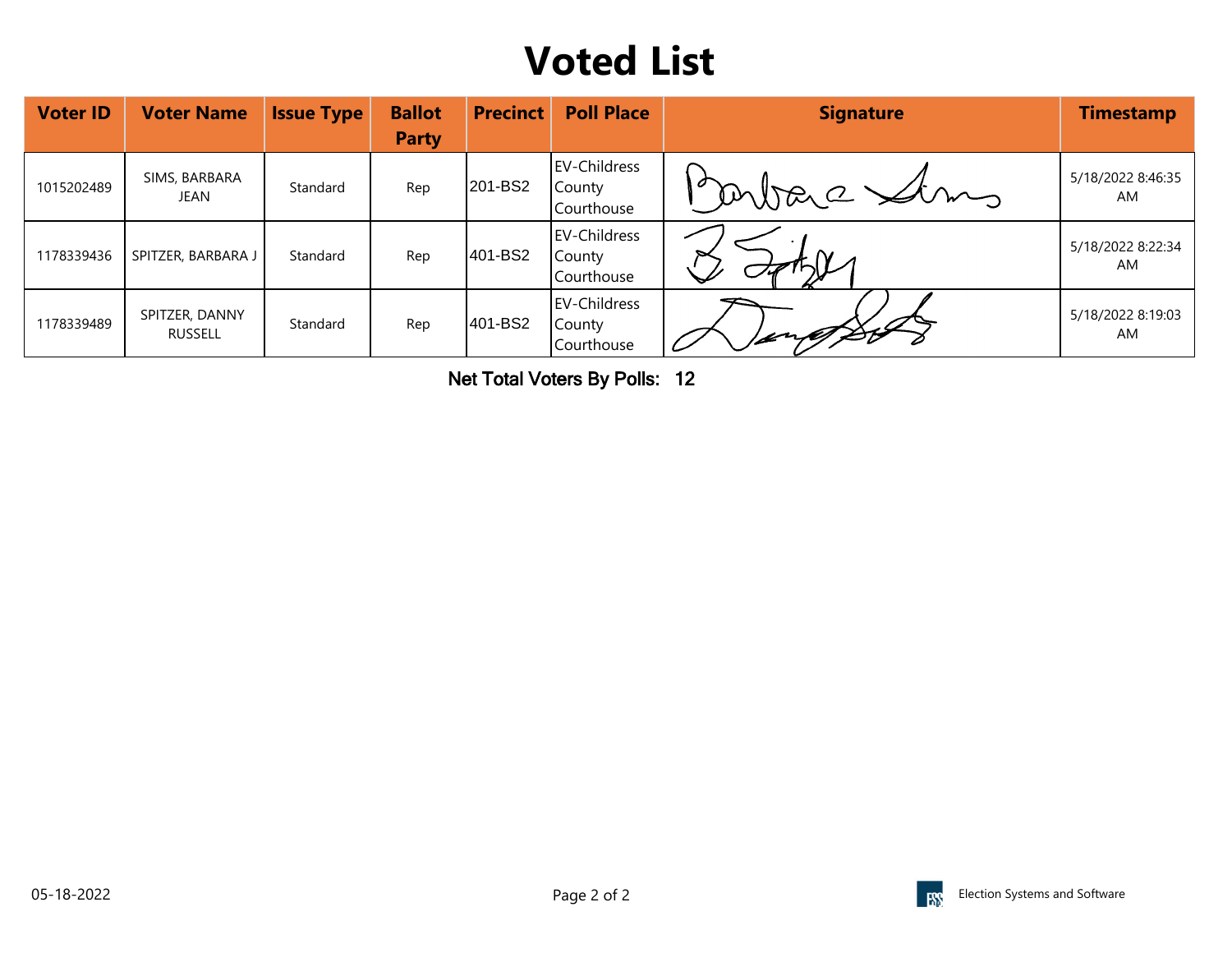# Voted List

| Voter ID | Voter Name | Issue Type | Ballot Party | Precinct | Poll Place | Signature | Timestamp |
|---|---|---|---|---|---|---|---|
| 1015202489 | SIMS, BARBARA JEAN | Standard | Rep | 201-BS2 | EV-Childress County Courthouse | | 5/18/2022 8:46:35 AM |
| 1178339436 | SPITZER, BARBARA J | Standard | Rep | 401-BS2 | EV-Childress County Courthouse | | 5/18/2022 8:22:34 AM |
| 1178339489 | SPITZER, DANNY RUSSELL | Standard | Rep | 401-BS2 | EV-Childress County Courthouse | | 5/18/2022 8:19:03 AM |

**Net Total Voters By Polls: 12**

05-18-2022

Election Systems and Software